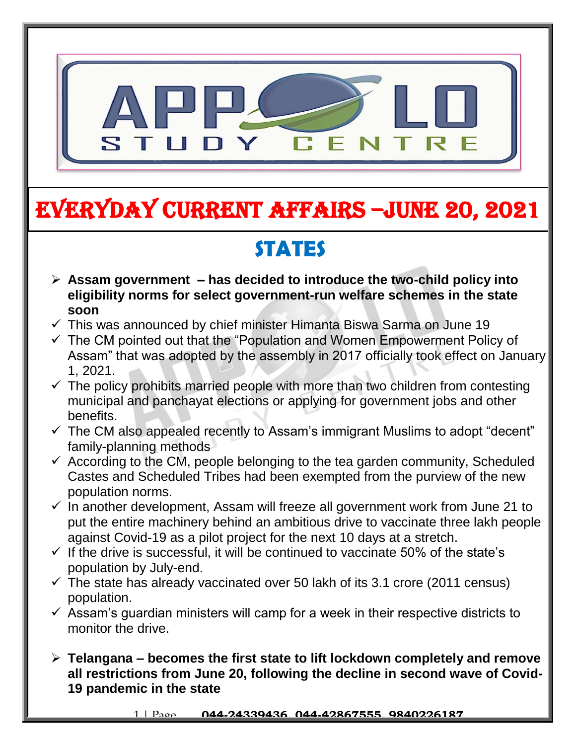# EVERYDAY CURRENT AFFAIRS –JUNE 20, 2021

## STATES

- **Assam government – has decided to introduce the two-child policy into eligibility norms for select government-run welfare schemes in the state soon**
  - ✓ This was announced by chief minister Himanta Biswa Sarma on June 19
  - ✓ The CM pointed out that the "Population and Women Empowerment Policy of Assam" that was adopted by the assembly in 2017 officially took effect on January 1, 2021.
  - ✓ The policy prohibits married people with more than two children from contesting municipal and panchayat elections or applying for government jobs and other benefits.
  - ✓ The CM also appealed recently to Assam's immigrant Muslims to adopt "decent" family-planning methods
  - ✓ According to the CM, people belonging to the tea garden community, Scheduled Castes and Scheduled Tribes had been exempted from the purview of the new population norms.
  - ✓ In another development, Assam will freeze all government work from June 21 to put the entire machinery behind an ambitious drive to vaccinate three lakh people against Covid-19 as a pilot project for the next 10 days at a stretch.
  - ✓ If the drive is successful, it will be continued to vaccinate 50% of the state's population by July-end.
  - ✓ The state has already vaccinated over 50 lakh of its 3.1 crore (2011 census) population.
  - ✓ Assam's guardian ministers will camp for a week in their respective districts to monitor the drive.

- **Telangana – becomes the first state to lift lockdown completely and remove all restrictions from June 20, following the decline in second wave of Covid-19 pandemic in the state**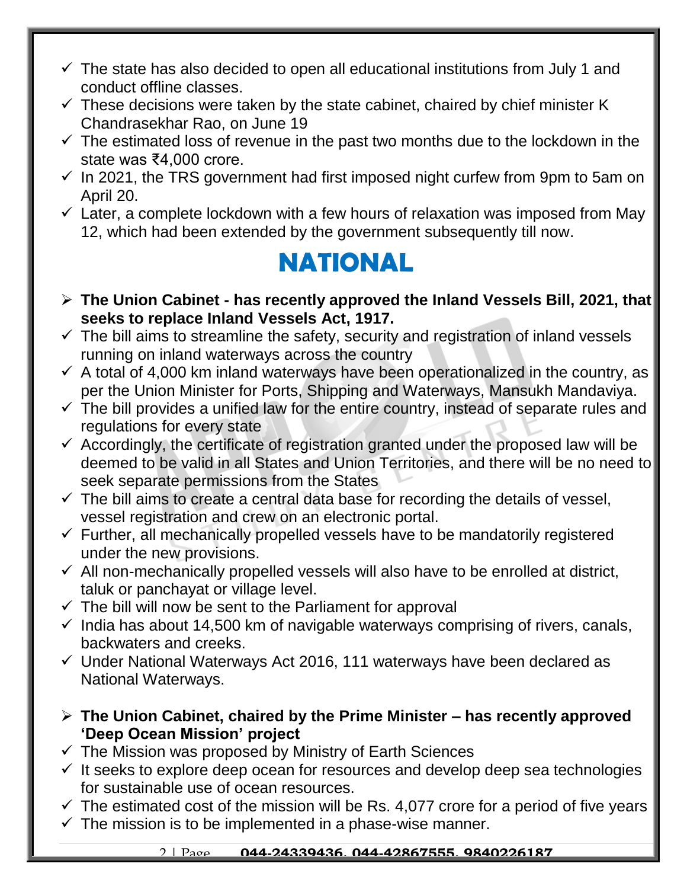- ✓ The state has also decided to open all educational institutions from July 1 and conduct offline classes.
- ✓ These decisions were taken by the state cabinet, chaired by chief minister K Chandrasekhar Rao, on June 19
- ✓ The estimated loss of revenue in the past two months due to the lockdown in the state was ₹4,000 crore.
- ✓ In 2021, the TRS government had first imposed night curfew from 9pm to 5am on April 20.
- ✓ Later, a complete lockdown with a few hours of relaxation was imposed from May 12, which had been extended by the government subsequently till now.

# NATIONAL

- ➢ **The Union Cabinet - has recently approved the Inland Vessels Bill, 2021, that seeks to replace Inland Vessels Act, 1917.**
- ✓ The bill aims to streamline the safety, security and registration of inland vessels running on inland waterways across the country
- ✓ A total of 4,000 km inland waterways have been operationalized in the country, as per the Union Minister for Ports, Shipping and Waterways, Mansukh Mandaviya.
- ✓ The bill provides a unified law for the entire country, instead of separate rules and regulations for every state
- ✓ Accordingly, the certificate of registration granted under the proposed law will be deemed to be valid in all States and Union Territories, and there will be no need to seek separate permissions from the States
- ✓ The bill aims to create a central data base for recording the details of vessel, vessel registration and crew on an electronic portal.
- ✓ Further, all mechanically propelled vessels have to be mandatorily registered under the new provisions.
- ✓ All non-mechanically propelled vessels will also have to be enrolled at district, taluk or panchayat or village level.
- ✓ The bill will now be sent to the Parliament for approval
- ✓ India has about 14,500 km of navigable waterways comprising of rivers, canals, backwaters and creeks.
- ✓ Under National Waterways Act 2016, 111 waterways have been declared as National Waterways.

- ➢ **The Union Cabinet, chaired by the Prime Minister – has recently approved 'Deep Ocean Mission' project**
- ✓ The Mission was proposed by Ministry of Earth Sciences
- ✓ It seeks to explore deep ocean for resources and develop deep sea technologies for sustainable use of ocean resources.
- ✓ The estimated cost of the mission will be Rs. 4,077 crore for a period of five years
- ✓ The mission is to be implemented in a phase-wise manner.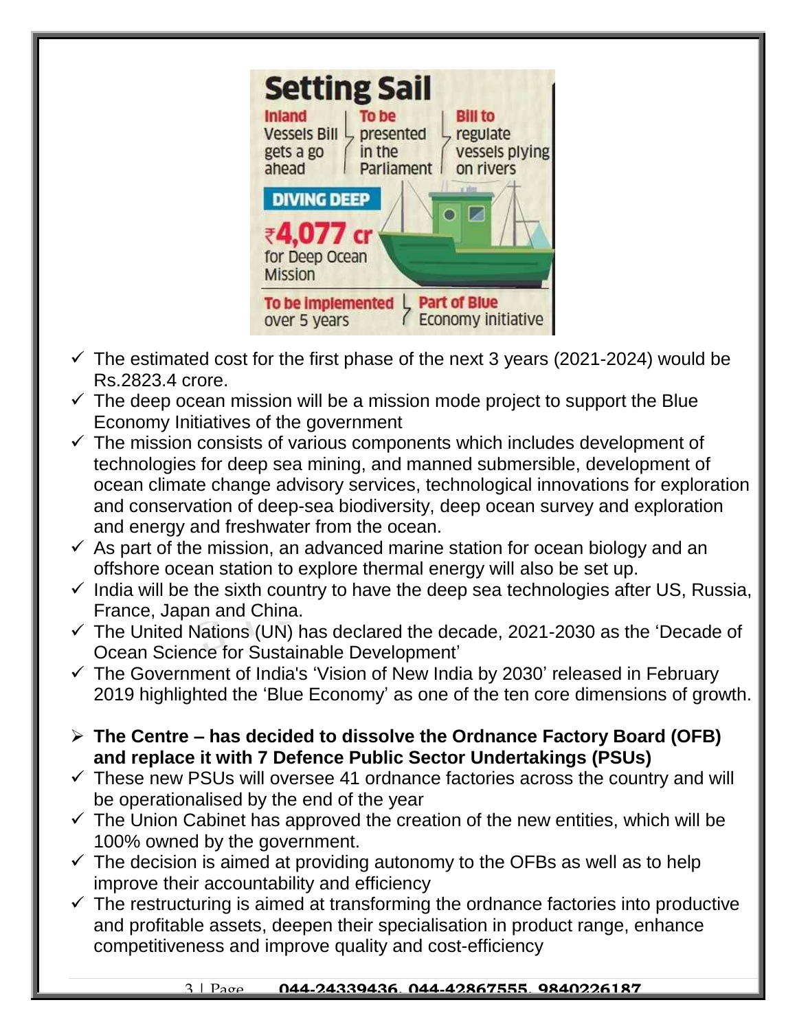**Setting Sail**

Inland Vessels Bill gets a go ahead — To be presented in the Parliament — Bill to regulate vessels plying on rivers

**DIVING DEEP**

₹4,077 cr for Deep Ocean Mission

To be implemented over 5 years — Part of Blue Economy initiative

- ✓ The estimated cost for the first phase of the next 3 years (2021-2024) would be Rs.2823.4 crore.
- ✓ The deep ocean mission will be a mission mode project to support the Blue Economy Initiatives of the government
- ✓ The mission consists of various components which includes development of technologies for deep sea mining, and manned submersible, development of ocean climate change advisory services, technological innovations for exploration and conservation of deep-sea biodiversity, deep ocean survey and exploration and energy and freshwater from the ocean.
- ✓ As part of the mission, an advanced marine station for ocean biology and an offshore ocean station to explore thermal energy will also be set up.
- ✓ India will be the sixth country to have the deep sea technologies after US, Russia, France, Japan and China.
- ✓ The United Nations (UN) has declared the decade, 2021-2030 as the 'Decade of Ocean Science for Sustainable Development'
- ✓ The Government of India's 'Vision of New India by 2030' released in February 2019 highlighted the 'Blue Economy' as one of the ten core dimensions of growth.

- **The Centre – has decided to dissolve the Ordnance Factory Board (OFB) and replace it with 7 Defence Public Sector Undertakings (PSUs)**

- ✓ These new PSUs will oversee 41 ordnance factories across the country and will be operationalised by the end of the year
- ✓ The Union Cabinet has approved the creation of the new entities, which will be 100% owned by the government.
- ✓ The decision is aimed at providing autonomy to the OFBs as well as to help improve their accountability and efficiency
- ✓ The restructuring is aimed at transforming the ordnance factories into productive and profitable assets, deepen their specialisation in product range, enhance competitiveness and improve quality and cost-efficiency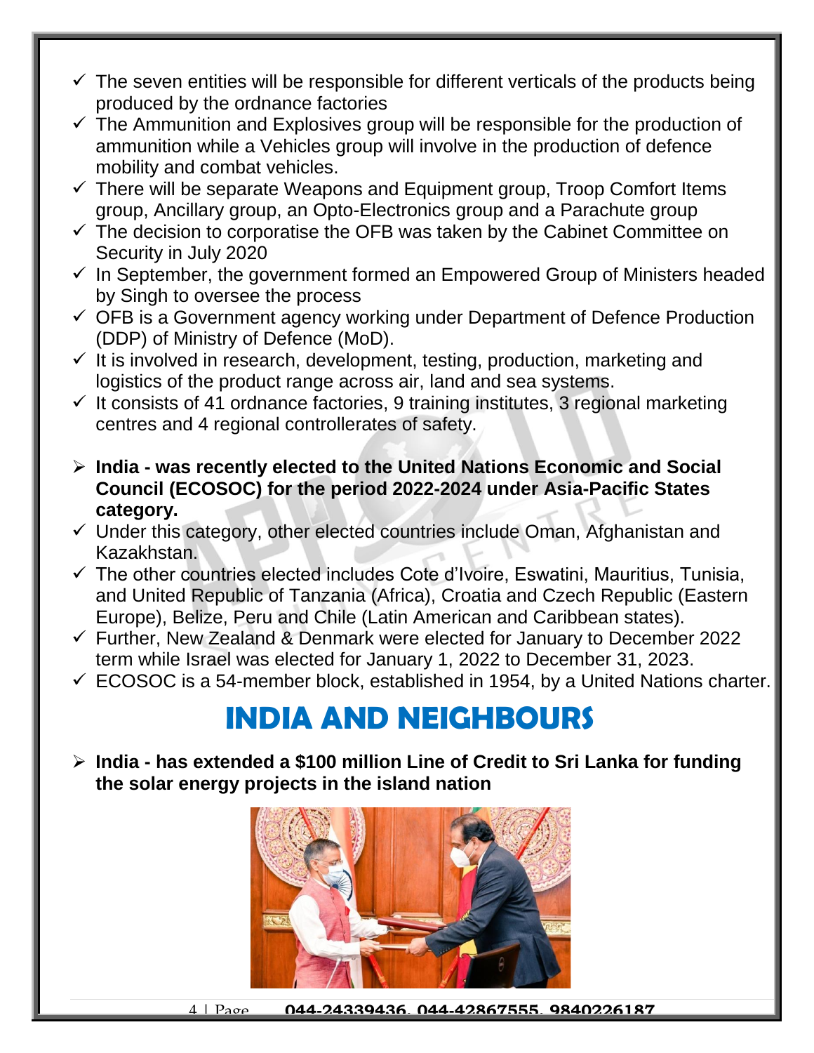- ✓ The seven entities will be responsible for different verticals of the products being produced by the ordnance factories
- ✓ The Ammunition and Explosives group will be responsible for the production of ammunition while a Vehicles group will involve in the production of defence mobility and combat vehicles.
- ✓ There will be separate Weapons and Equipment group, Troop Comfort Items group, Ancillary group, an Opto-Electronics group and a Parachute group
- ✓ The decision to corporatise the OFB was taken by the Cabinet Committee on Security in July 2020
- ✓ In September, the government formed an Empowered Group of Ministers headed by Singh to oversee the process
- ✓ OFB is a Government agency working under Department of Defence Production (DDP) of Ministry of Defence (MoD).
- ✓ It is involved in research, development, testing, production, marketing and logistics of the product range across air, land and sea systems.
- ✓ It consists of 41 ordnance factories, 9 training institutes, 3 regional marketing centres and 4 regional controllerates of safety.

- ➢ **India - was recently elected to the United Nations Economic and Social Council (ECOSOC) for the period 2022-2024 under Asia-Pacific States category.**
- ✓ Under this category, other elected countries include Oman, Afghanistan and Kazakhstan.
- ✓ The other countries elected includes Cote d'Ivoire, Eswatini, Mauritius, Tunisia, and United Republic of Tanzania (Africa), Croatia and Czech Republic (Eastern Europe), Belize, Peru and Chile (Latin American and Caribbean states).
- ✓ Further, New Zealand & Denmark were elected for January to December 2022 term while Israel was elected for January 1, 2022 to December 31, 2023.
- ✓ ECOSOC is a 54-member block, established in 1954, by a United Nations charter.

# INDIA AND NEIGHBOURS

- ➢ **India - has extended a $100 million Line of Credit to Sri Lanka for funding the solar energy projects in the island nation**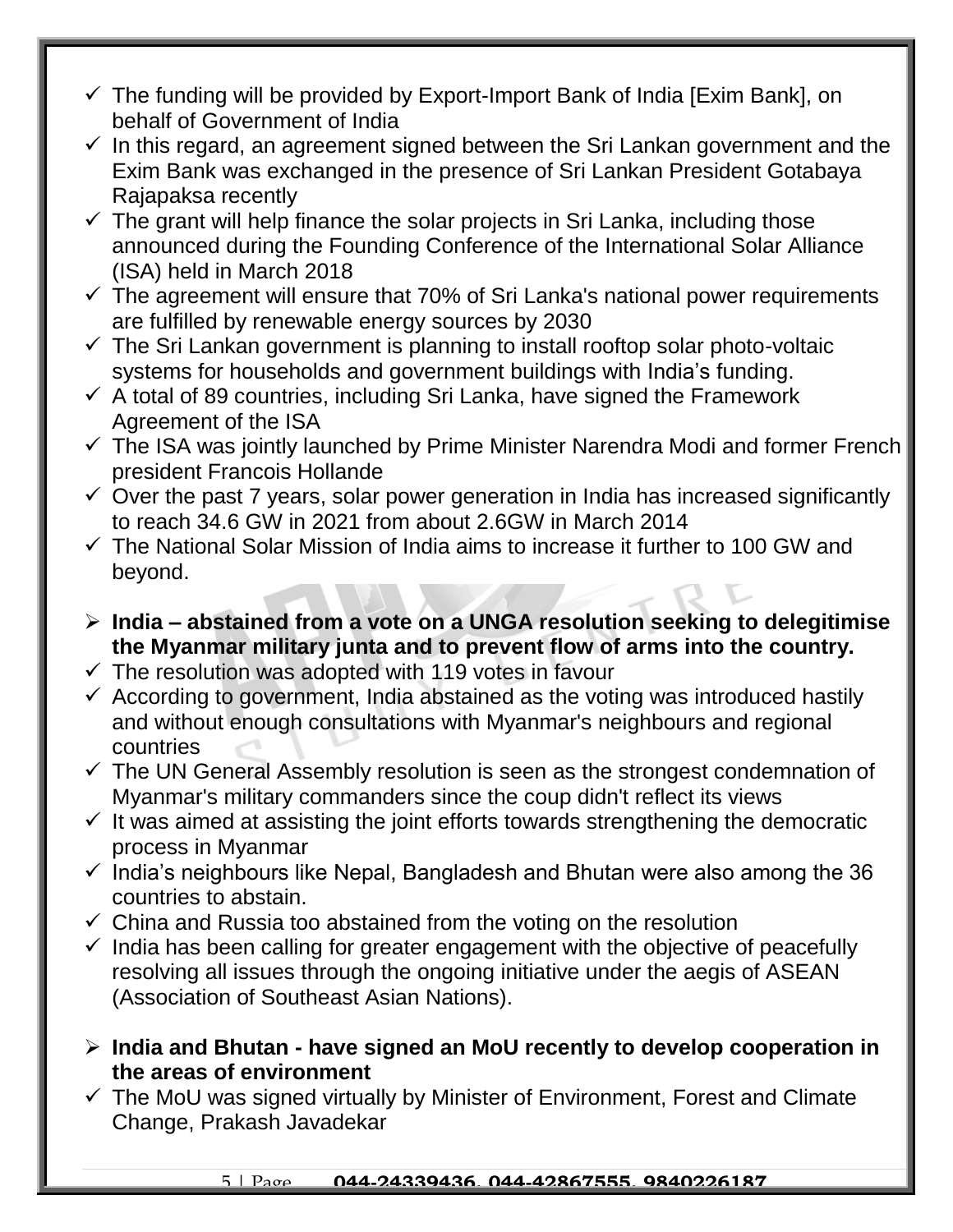- ✓ The funding will be provided by Export-Import Bank of India [Exim Bank], on behalf of Government of India
- ✓ In this regard, an agreement signed between the Sri Lankan government and the Exim Bank was exchanged in the presence of Sri Lankan President Gotabaya Rajapaksa recently
- ✓ The grant will help finance the solar projects in Sri Lanka, including those announced during the Founding Conference of the International Solar Alliance (ISA) held in March 2018
- ✓ The agreement will ensure that 70% of Sri Lanka's national power requirements are fulfilled by renewable energy sources by 2030
- ✓ The Sri Lankan government is planning to install rooftop solar photo-voltaic systems for households and government buildings with India's funding.
- ✓ A total of 89 countries, including Sri Lanka, have signed the Framework Agreement of the ISA
- ✓ The ISA was jointly launched by Prime Minister Narendra Modi and former French president Francois Hollande
- ✓ Over the past 7 years, solar power generation in India has increased significantly to reach 34.6 GW in 2021 from about 2.6GW in March 2014
- ✓ The National Solar Mission of India aims to increase it further to 100 GW and beyond.

- **India – abstained from a vote on a UNGA resolution seeking to delegitimise the Myanmar military junta and to prevent flow of arms into the country.**
- ✓ The resolution was adopted with 119 votes in favour
- ✓ According to government, India abstained as the voting was introduced hastily and without enough consultations with Myanmar's neighbours and regional countries
- ✓ The UN General Assembly resolution is seen as the strongest condemnation of Myanmar's military commanders since the coup didn't reflect its views
- ✓ It was aimed at assisting the joint efforts towards strengthening the democratic process in Myanmar
- ✓ India's neighbours like Nepal, Bangladesh and Bhutan were also among the 36 countries to abstain.
- ✓ China and Russia too abstained from the voting on the resolution
- ✓ India has been calling for greater engagement with the objective of peacefully resolving all issues through the ongoing initiative under the aegis of ASEAN (Association of Southeast Asian Nations).

- **India and Bhutan - have signed an MoU recently to develop cooperation in the areas of environment**
- ✓ The MoU was signed virtually by Minister of Environment, Forest and Climate Change, Prakash Javadekar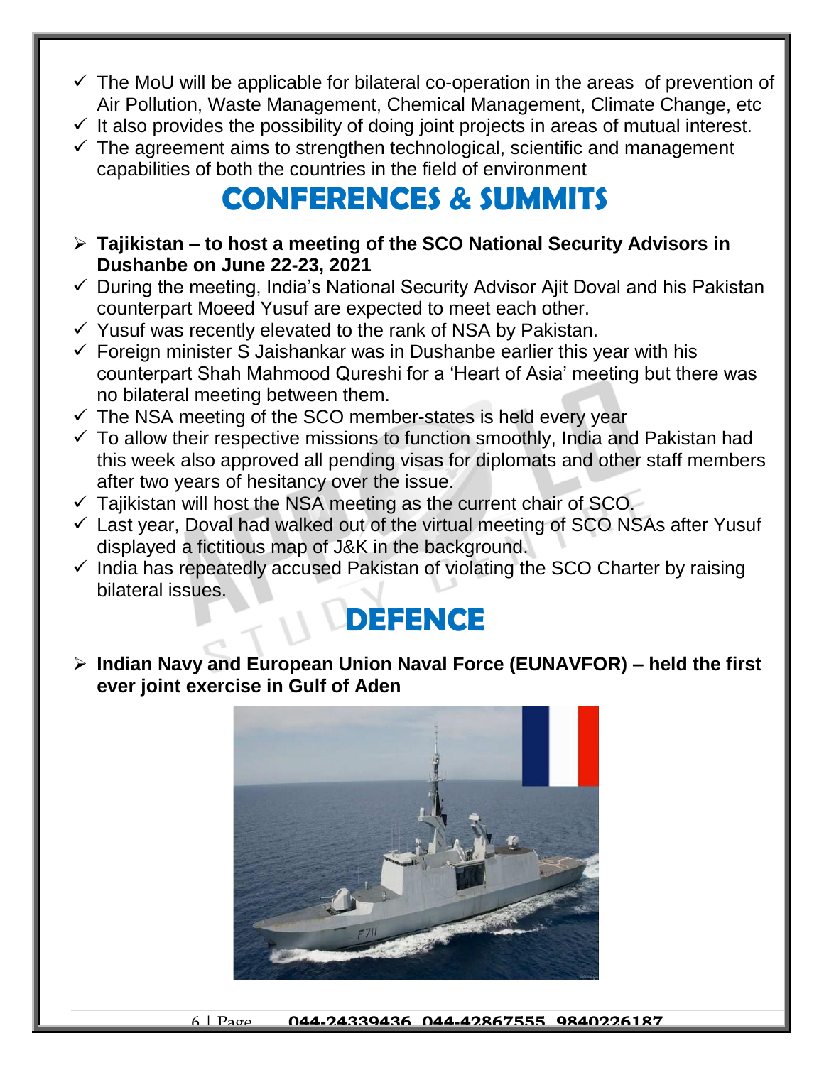- ✓ The MoU will be applicable for bilateral co-operation in the areas of prevention of Air Pollution, Waste Management, Chemical Management, Climate Change, etc
- ✓ It also provides the possibility of doing joint projects in areas of mutual interest.
- ✓ The agreement aims to strengthen technological, scientific and management capabilities of both the countries in the field of environment

# CONFERENCES & SUMMITS

- **Tajikistan – to host a meeting of the SCO National Security Advisors in Dushanbe on June 22-23, 2021**
- ✓ During the meeting, India's National Security Advisor Ajit Doval and his Pakistan counterpart Moeed Yusuf are expected to meet each other.
- ✓ Yusuf was recently elevated to the rank of NSA by Pakistan.
- ✓ Foreign minister S Jaishankar was in Dushanbe earlier this year with his counterpart Shah Mahmood Qureshi for a 'Heart of Asia' meeting but there was no bilateral meeting between them.
- ✓ The NSA meeting of the SCO member-states is held every year
- ✓ To allow their respective missions to function smoothly, India and Pakistan had this week also approved all pending visas for diplomats and other staff members after two years of hesitancy over the issue.
- ✓ Tajikistan will host the NSA meeting as the current chair of SCO.
- ✓ Last year, Doval had walked out of the virtual meeting of SCO NSAs after Yusuf displayed a fictitious map of J&K in the background.
- ✓ India has repeatedly accused Pakistan of violating the SCO Charter by raising bilateral issues.

# DEFENCE

- **Indian Navy and European Union Naval Force (EUNAVFOR) – held the first ever joint exercise in Gulf of Aden**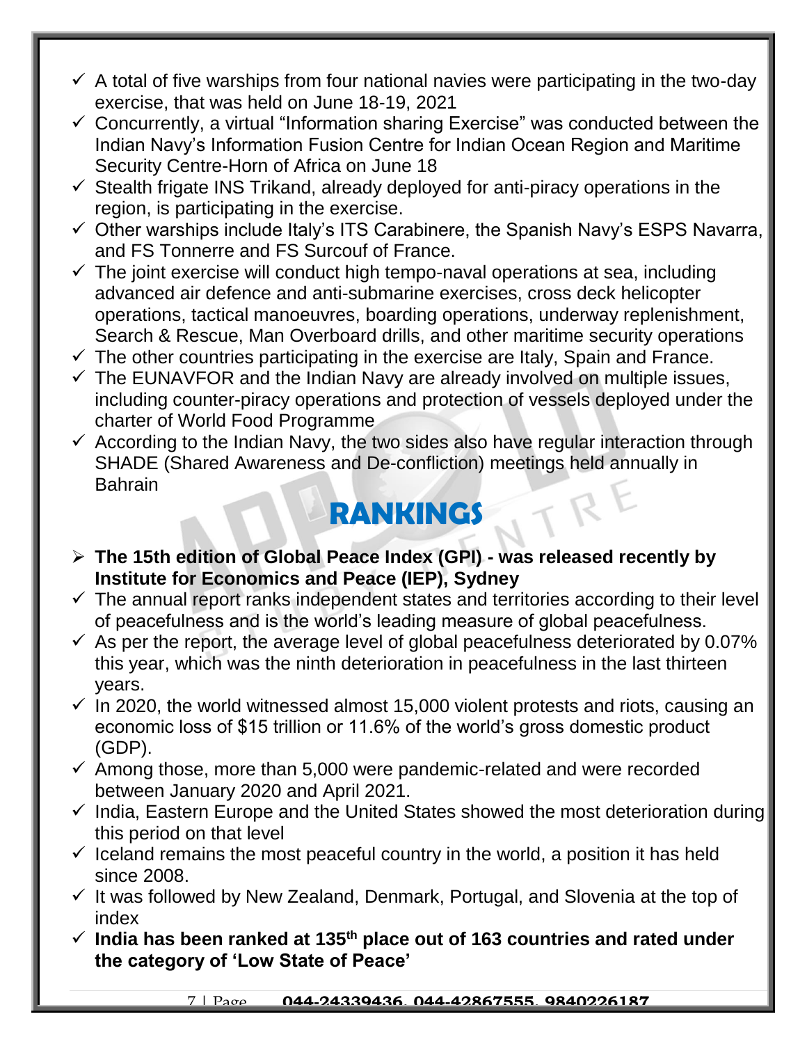- ✓ A total of five warships from four national navies were participating in the two-day exercise, that was held on June 18-19, 2021
- ✓ Concurrently, a virtual "Information sharing Exercise" was conducted between the Indian Navy's Information Fusion Centre for Indian Ocean Region and Maritime Security Centre-Horn of Africa on June 18
- ✓ Stealth frigate INS Trikand, already deployed for anti-piracy operations in the region, is participating in the exercise.
- ✓ Other warships include Italy's ITS Carabinere, the Spanish Navy's ESPS Navarra, and FS Tonnerre and FS Surcouf of France.
- ✓ The joint exercise will conduct high tempo-naval operations at sea, including advanced air defence and anti-submarine exercises, cross deck helicopter operations, tactical manoeuvres, boarding operations, underway replenishment, Search & Rescue, Man Overboard drills, and other maritime security operations
- ✓ The other countries participating in the exercise are Italy, Spain and France.
- ✓ The EUNAVFOR and the Indian Navy are already involved on multiple issues, including counter-piracy operations and protection of vessels deployed under the charter of World Food Programme
- ✓ According to the Indian Navy, the two sides also have regular interaction through SHADE (Shared Awareness and De-confliction) meetings held annually in Bahrain

# RANKINGS

- ➢ **The 15th edition of Global Peace Index (GPI) - was released recently by Institute for Economics and Peace (IEP), Sydney**
- ✓ The annual report ranks independent states and territories according to their level of peacefulness and is the world's leading measure of global peacefulness.
- ✓ As per the report, the average level of global peacefulness deteriorated by 0.07% this year, which was the ninth deterioration in peacefulness in the last thirteen years.
- ✓ In 2020, the world witnessed almost 15,000 violent protests and riots, causing an economic loss of $15 trillion or 11.6% of the world's gross domestic product (GDP).
- ✓ Among those, more than 5,000 were pandemic-related and were recorded between January 2020 and April 2021.
- ✓ India, Eastern Europe and the United States showed the most deterioration during this period on that level
- ✓ Iceland remains the most peaceful country in the world, a position it has held since 2008.
- ✓ It was followed by New Zealand, Denmark, Portugal, and Slovenia at the top of index
- ✓ **India has been ranked at 135th place out of 163 countries and rated under the category of 'Low State of Peace'**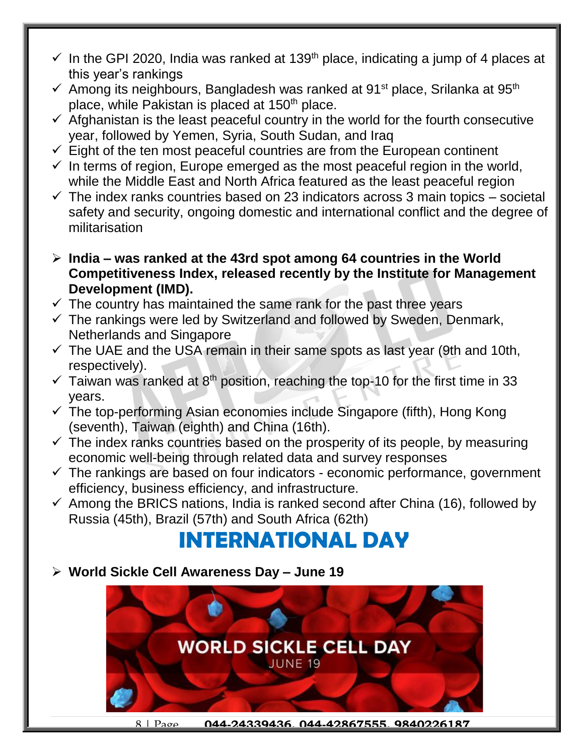- In the GPI 2020, India was ranked at 139th place, indicating a jump of 4 places at this year's rankings
- Among its neighbours, Bangladesh was ranked at 91st place, Srilanka at 95th place, while Pakistan is placed at 150th place.
- Afghanistan is the least peaceful country in the world for the fourth consecutive year, followed by Yemen, Syria, South Sudan, and Iraq
- Eight of the ten most peaceful countries are from the European continent
- In terms of region, Europe emerged as the most peaceful region in the world, while the Middle East and North Africa featured as the least peaceful region
- The index ranks countries based on 23 indicators across 3 main topics – societal safety and security, ongoing domestic and international conflict and the degree of militarisation

- **India – was ranked at the 43rd spot among 64 countries in the World Competitiveness Index, released recently by the Institute for Management Development (IMD).**
  - The country has maintained the same rank for the past three years
  - The rankings were led by Switzerland and followed by Sweden, Denmark, Netherlands and Singapore
  - The UAE and the USA remain in their same spots as last year (9th and 10th, respectively).
  - Taiwan was ranked at 8th position, reaching the top-10 for the first time in 33 years.
  - The top-performing Asian economies include Singapore (fifth), Hong Kong (seventh), Taiwan (eighth) and China (16th).
  - The index ranks countries based on the prosperity of its people, by measuring economic well-being through related data and survey responses
  - The rankings are based on four indicators - economic performance, government efficiency, business efficiency, and infrastructure.
  - Among the BRICS nations, India is ranked second after China (16), followed by Russia (45th), Brazil (57th) and South Africa (62th)

# INTERNATIONAL DAY

- **World Sickle Cell Awareness Day – June 19**

WORLD SICKLE CELL DAY
JUNE 19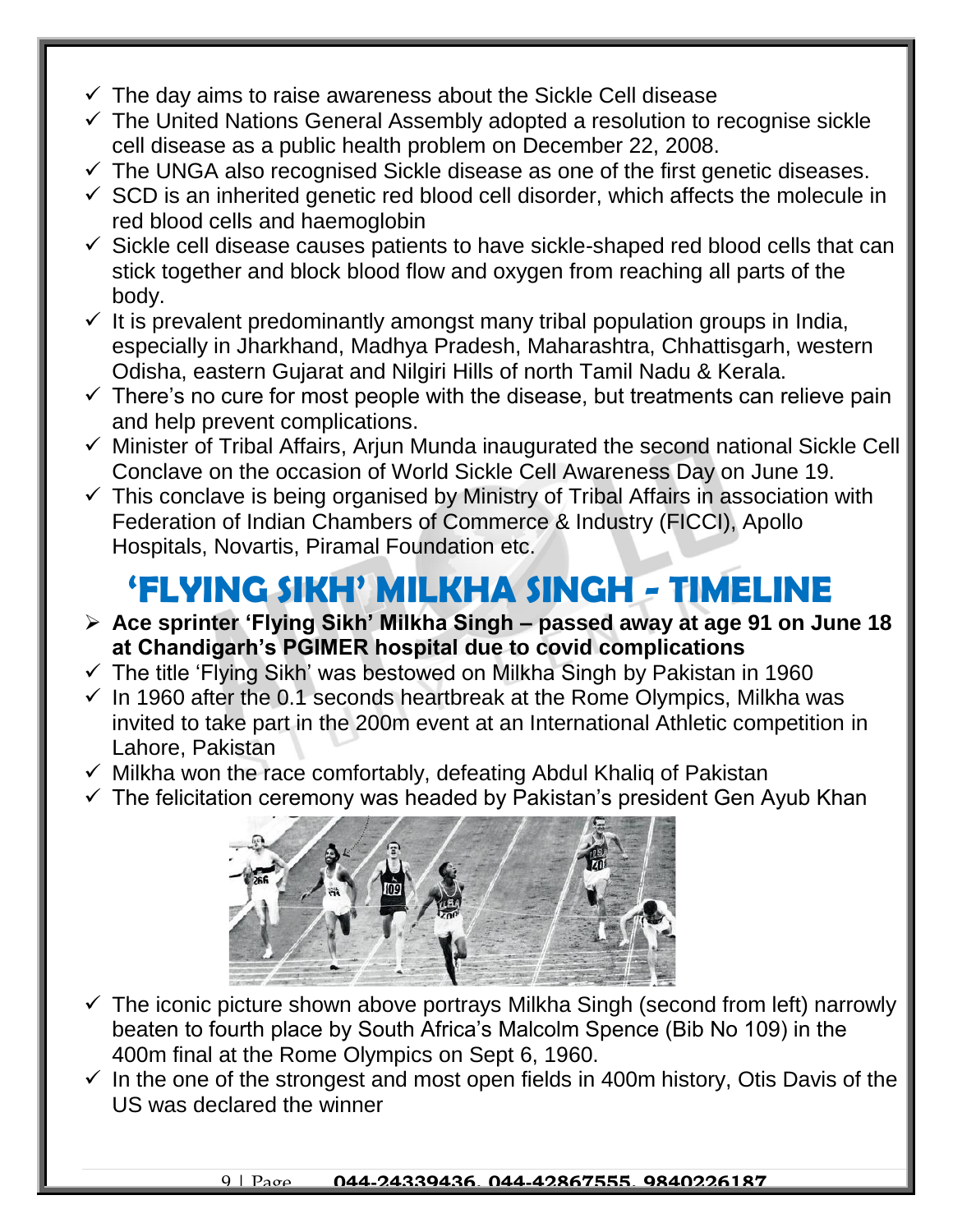- The day aims to raise awareness about the Sickle Cell disease
- The United Nations General Assembly adopted a resolution to recognise sickle cell disease as a public health problem on December 22, 2008.
- The UNGA also recognised Sickle disease as one of the first genetic diseases.
- SCD is an inherited genetic red blood cell disorder, which affects the molecule in red blood cells and haemoglobin
- Sickle cell disease causes patients to have sickle-shaped red blood cells that can stick together and block blood flow and oxygen from reaching all parts of the body.
- It is prevalent predominantly amongst many tribal population groups in India, especially in Jharkhand, Madhya Pradesh, Maharashtra, Chhattisgarh, western Odisha, eastern Gujarat and Nilgiri Hills of north Tamil Nadu & Kerala.
- There's no cure for most people with the disease, but treatments can relieve pain and help prevent complications.
- Minister of Tribal Affairs, Arjun Munda inaugurated the second national Sickle Cell Conclave on the occasion of World Sickle Cell Awareness Day on June 19.
- This conclave is being organised by Ministry of Tribal Affairs in association with Federation of Indian Chambers of Commerce & Industry (FICCI), Apollo Hospitals, Novartis, Piramal Foundation etc.

# 'FLYING SIKH' MILKHA SINGH - TIMELINE

- **Ace sprinter 'Flying Sikh' Milkha Singh – passed away at age 91 on June 18 at Chandigarh's PGIMER hospital due to covid complications**
- The title 'Flying Sikh' was bestowed on Milkha Singh by Pakistan in 1960
- In 1960 after the 0.1 seconds heartbreak at the Rome Olympics, Milkha was invited to take part in the 200m event at an International Athletic competition in Lahore, Pakistan
- Milkha won the race comfortably, defeating Abdul Khaliq of Pakistan
- The felicitation ceremony was headed by Pakistan's president Gen Ayub Khan
- The iconic picture shown above portrays Milkha Singh (second from left) narrowly beaten to fourth place by South Africa's Malcolm Spence (Bib No 109) in the 400m final at the Rome Olympics on Sept 6, 1960.
- In the one of the strongest and most open fields in 400m history, Otis Davis of the US was declared the winner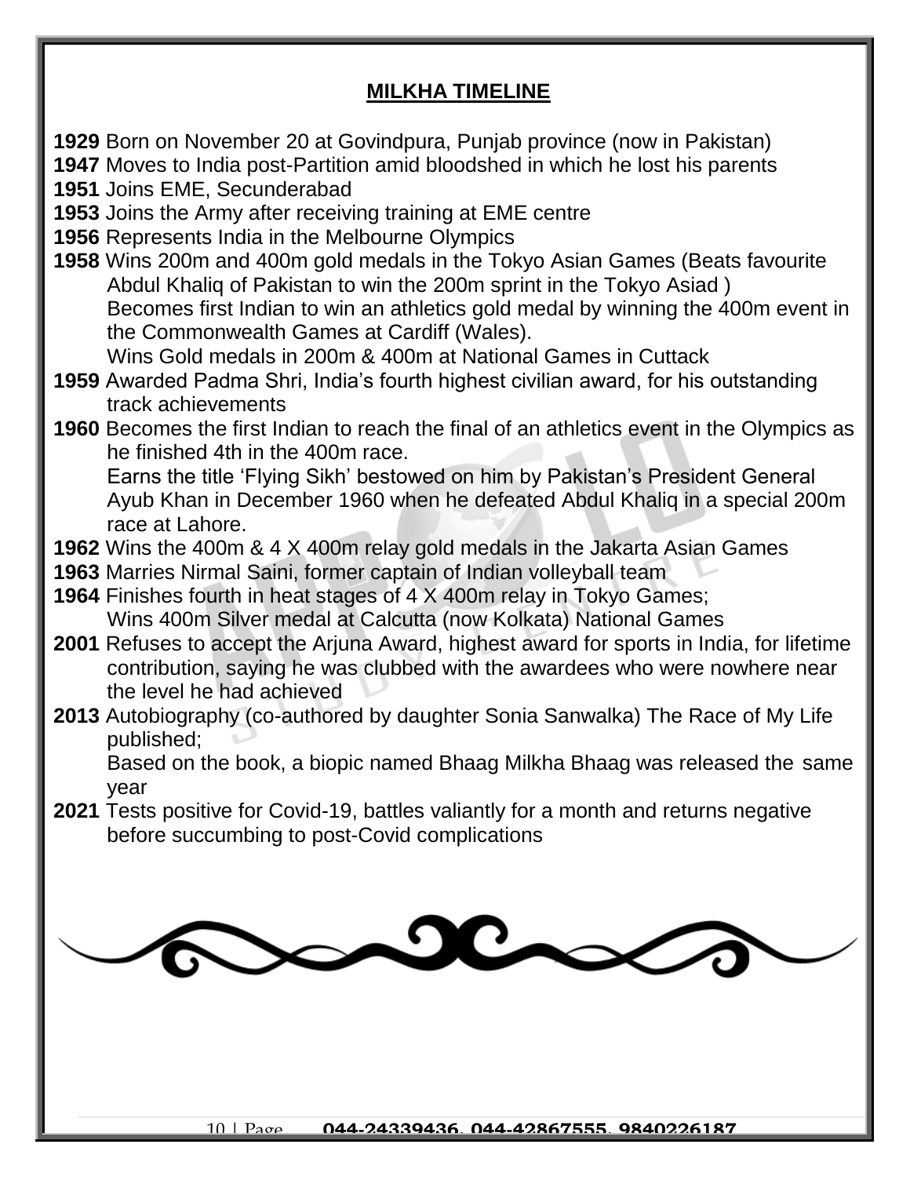## MILKHA TIMELINE

**1929** Born on November 20 at Govindpura, Punjab province (now in Pakistan)

**1947** Moves to India post-Partition amid bloodshed in which he lost his parents

**1951** Joins EME, Secunderabad

**1953** Joins the Army after receiving training at EME centre

**1956** Represents India in the Melbourne Olympics

**1958** Wins 200m and 400m gold medals in the Tokyo Asian Games (Beats favourite Abdul Khaliq of Pakistan to win the 200m sprint in the Tokyo Asiad )
Becomes first Indian to win an athletics gold medal by winning the 400m event in the Commonwealth Games at Cardiff (Wales).
Wins Gold medals in 200m & 400m at National Games in Cuttack

**1959** Awarded Padma Shri, India's fourth highest civilian award, for his outstanding track achievements

**1960** Becomes the first Indian to reach the final of an athletics event in the Olympics as he finished 4th in the 400m race.
Earns the title 'Flying Sikh' bestowed on him by Pakistan's President General Ayub Khan in December 1960 when he defeated Abdul Khaliq in a special 200m race at Lahore.

**1962** Wins the 400m & 4 X 400m relay gold medals in the Jakarta Asian Games

**1963** Marries Nirmal Saini, former captain of Indian volleyball team

**1964** Finishes fourth in heat stages of 4 X 400m relay in Tokyo Games;
Wins 400m Silver medal at Calcutta (now Kolkata) National Games

**2001** Refuses to accept the Arjuna Award, highest award for sports in India, for lifetime contribution, saying he was clubbed with the awardees who were nowhere near the level he had achieved

**2013** Autobiography (co-authored by daughter Sonia Sanwalka) The Race of My Life published;
Based on the book, a biopic named Bhaag Milkha Bhaag was released the same year

**2021** Tests positive for Covid-19, battles valiantly for a month and returns negative before succumbing to post-Covid complications